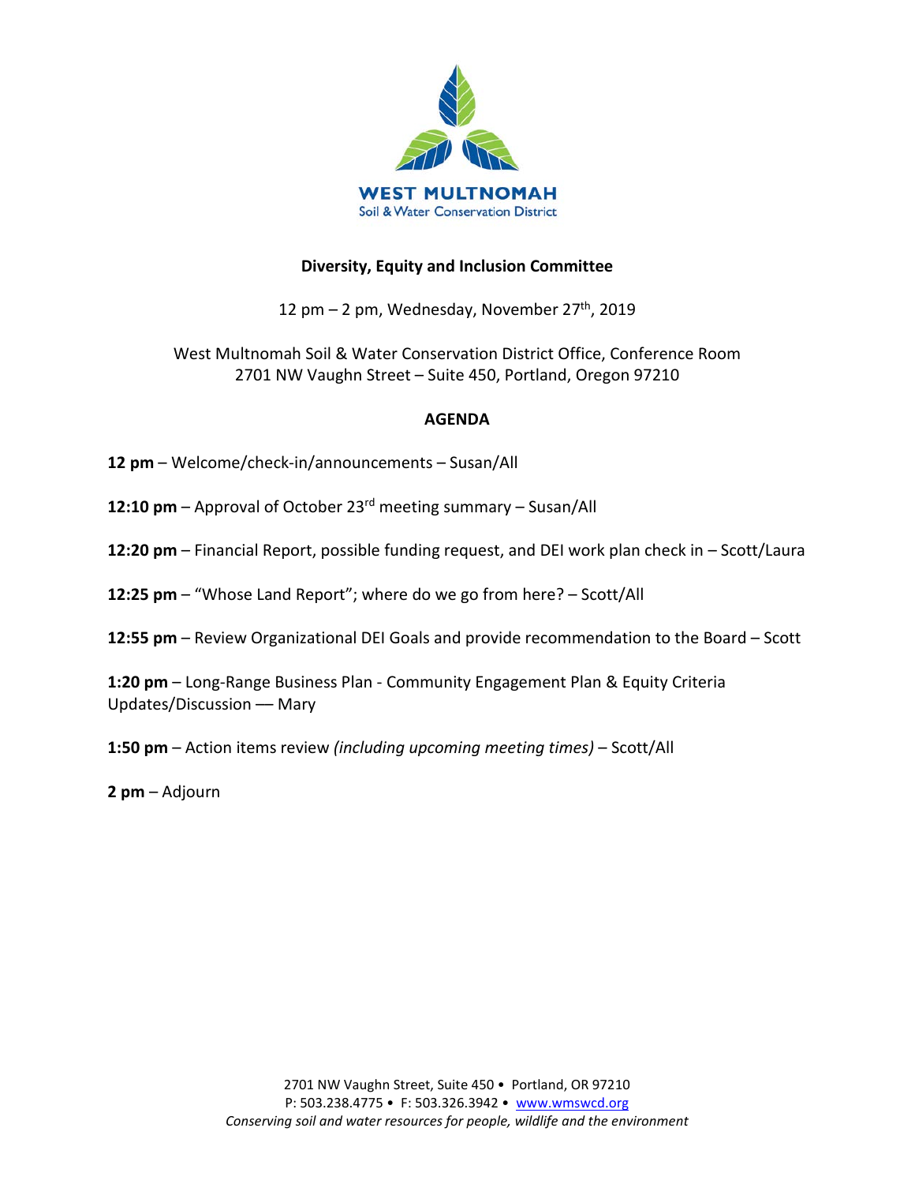**WEST MULTNOMAH**
Soil & Water Conservation District

## Diversity, Equity and Inclusion Committee

12 pm – 2 pm, Wednesday, November 27th, 2019

West Multnomah Soil & Water Conservation District Office, Conference Room
2701 NW Vaughn Street – Suite 450, Portland, Oregon 97210

### AGENDA

**12 pm** – Welcome/check-in/announcements – Susan/All

**12:10 pm** – Approval of October 23rd meeting summary – Susan/All

**12:20 pm** – Financial Report, possible funding request, and DEI work plan check in – Scott/Laura

**12:25 pm** – "Whose Land Report"; where do we go from here? – Scott/All

**12:55 pm** – Review Organizational DEI Goals and provide recommendation to the Board – Scott

**1:20 pm** – Long-Range Business Plan - Community Engagement Plan & Equity Criteria Updates/Discussion –– Mary

**1:50 pm** – Action items review *(including upcoming meeting times)* – Scott/All

**2 pm** – Adjourn

2701 NW Vaughn Street, Suite 450 • Portland, OR 97210
P: 503.238.4775 • F: 503.326.3942 • www.wmswcd.org
*Conserving soil and water resources for people, wildlife and the environment*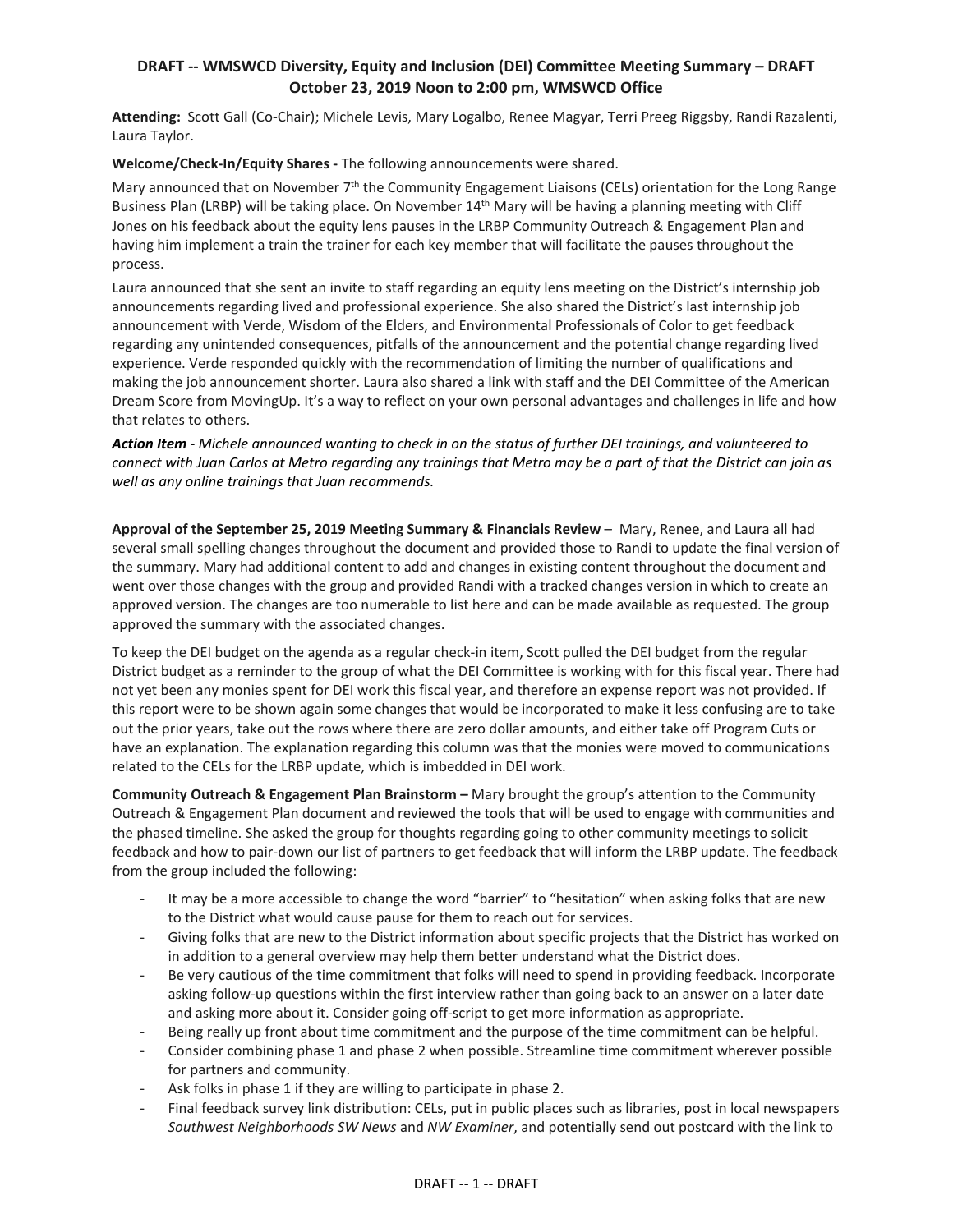**DRAFT -- WMSWCD Diversity, Equity and Inclusion (DEI) Committee Meeting Summary – DRAFT**
**October 23, 2019 Noon to 2:00 pm, WMSWCD Office**

**Attending:** Scott Gall (Co-Chair); Michele Levis, Mary Logalbo, Renee Magyar, Terri Preeg Riggsby, Randi Razalenti, Laura Taylor.

**Welcome/Check-In/Equity Shares -** The following announcements were shared.

Mary announced that on November 7th the Community Engagement Liaisons (CELs) orientation for the Long Range Business Plan (LRBP) will be taking place. On November 14th Mary will be having a planning meeting with Cliff Jones on his feedback about the equity lens pauses in the LRBP Community Outreach & Engagement Plan and having him implement a train the trainer for each key member that will facilitate the pauses throughout the process.

Laura announced that she sent an invite to staff regarding an equity lens meeting on the District's internship job announcements regarding lived and professional experience. She also shared the District's last internship job announcement with Verde, Wisdom of the Elders, and Environmental Professionals of Color to get feedback regarding any unintended consequences, pitfalls of the announcement and the potential change regarding lived experience. Verde responded quickly with the recommendation of limiting the number of qualifications and making the job announcement shorter. Laura also shared a link with staff and the DEI Committee of the American Dream Score from MovingUp. It's a way to reflect on your own personal advantages and challenges in life and how that relates to others.

***Action Item*** *- Michele announced wanting to check in on the status of further DEI trainings, and volunteered to connect with Juan Carlos at Metro regarding any trainings that Metro may be a part of that the District can join as well as any online trainings that Juan recommends.*

**Approval of the September 25, 2019 Meeting Summary & Financials Review** – Mary, Renee, and Laura all had several small spelling changes throughout the document and provided those to Randi to update the final version of the summary. Mary had additional content to add and changes in existing content throughout the document and went over those changes with the group and provided Randi with a tracked changes version in which to create an approved version. The changes are too numerable to list here and can be made available as requested. The group approved the summary with the associated changes.

To keep the DEI budget on the agenda as a regular check-in item, Scott pulled the DEI budget from the regular District budget as a reminder to the group of what the DEI Committee is working with for this fiscal year. There had not yet been any monies spent for DEI work this fiscal year, and therefore an expense report was not provided. If this report were to be shown again some changes that would be incorporated to make it less confusing are to take out the prior years, take out the rows where there are zero dollar amounts, and either take off Program Cuts or have an explanation. The explanation regarding this column was that the monies were moved to communications related to the CELs for the LRBP update, which is imbedded in DEI work.

**Community Outreach & Engagement Plan Brainstorm –** Mary brought the group's attention to the Community Outreach & Engagement Plan document and reviewed the tools that will be used to engage with communities and the phased timeline. She asked the group for thoughts regarding going to other community meetings to solicit feedback and how to pair-down our list of partners to get feedback that will inform the LRBP update. The feedback from the group included the following:

- It may be a more accessible to change the word "barrier" to "hesitation" when asking folks that are new to the District what would cause pause for them to reach out for services.
- Giving folks that are new to the District information about specific projects that the District has worked on in addition to a general overview may help them better understand what the District does.
- Be very cautious of the time commitment that folks will need to spend in providing feedback. Incorporate asking follow-up questions within the first interview rather than going back to an answer on a later date and asking more about it. Consider going off-script to get more information as appropriate.
- Being really up front about time commitment and the purpose of the time commitment can be helpful.
- Consider combining phase 1 and phase 2 when possible. Streamline time commitment wherever possible for partners and community.
- Ask folks in phase 1 if they are willing to participate in phase 2.
- Final feedback survey link distribution: CELs, put in public places such as libraries, post in local newspapers *Southwest Neighborhoods SW News* and *NW Examiner*, and potentially send out postcard with the link to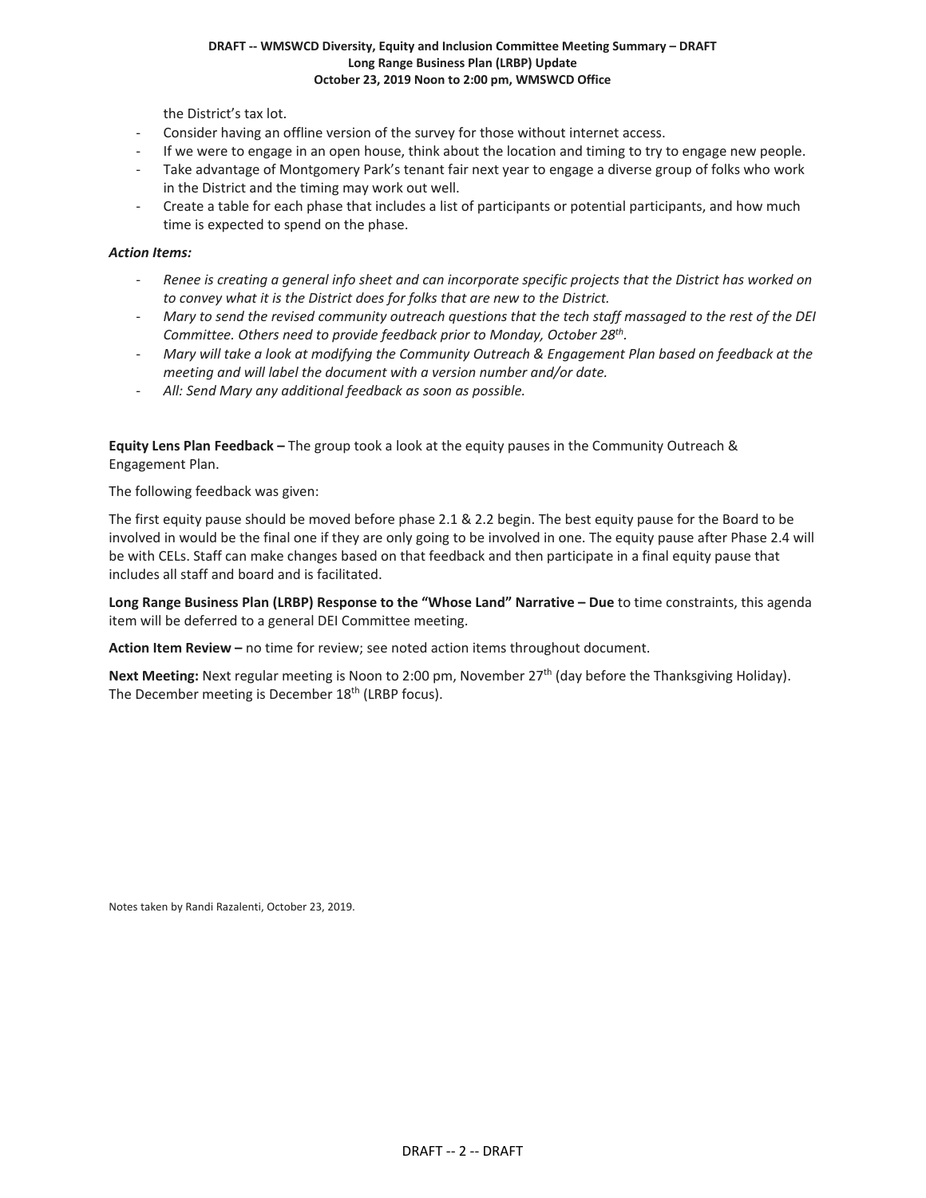the District's tax lot.

- Consider having an offline version of the survey for those without internet access.
- If we were to engage in an open house, think about the location and timing to try to engage new people.
- Take advantage of Montgomery Park's tenant fair next year to engage a diverse group of folks who work in the District and the timing may work out well.
- Create a table for each phase that includes a list of participants or potential participants, and how much time is expected to spend on the phase.

***Action Items:***

- *Renee is creating a general info sheet and can incorporate specific projects that the District has worked on to convey what it is the District does for folks that are new to the District.*
- *Mary to send the revised community outreach questions that the tech staff massaged to the rest of the DEI Committee. Others need to provide feedback prior to Monday, October 28th.*
- *Mary will take a look at modifying the Community Outreach & Engagement Plan based on feedback at the meeting and will label the document with a version number and/or date.*
- *All: Send Mary any additional feedback as soon as possible.*

**Equity Lens Plan Feedback –** The group took a look at the equity pauses in the Community Outreach & Engagement Plan.

The following feedback was given:

The first equity pause should be moved before phase 2.1 & 2.2 begin. The best equity pause for the Board to be involved in would be the final one if they are only going to be involved in one. The equity pause after Phase 2.4 will be with CELs. Staff can make changes based on that feedback and then participate in a final equity pause that includes all staff and board and is facilitated.

**Long Range Business Plan (LRBP) Response to the "Whose Land" Narrative – Due** to time constraints, this agenda item will be deferred to a general DEI Committee meeting.

**Action Item Review –** no time for review; see noted action items throughout document.

**Next Meeting:** Next regular meeting is Noon to 2:00 pm, November 27th (day before the Thanksgiving Holiday). The December meeting is December 18th (LRBP focus).

Notes taken by Randi Razalenti, October 23, 2019.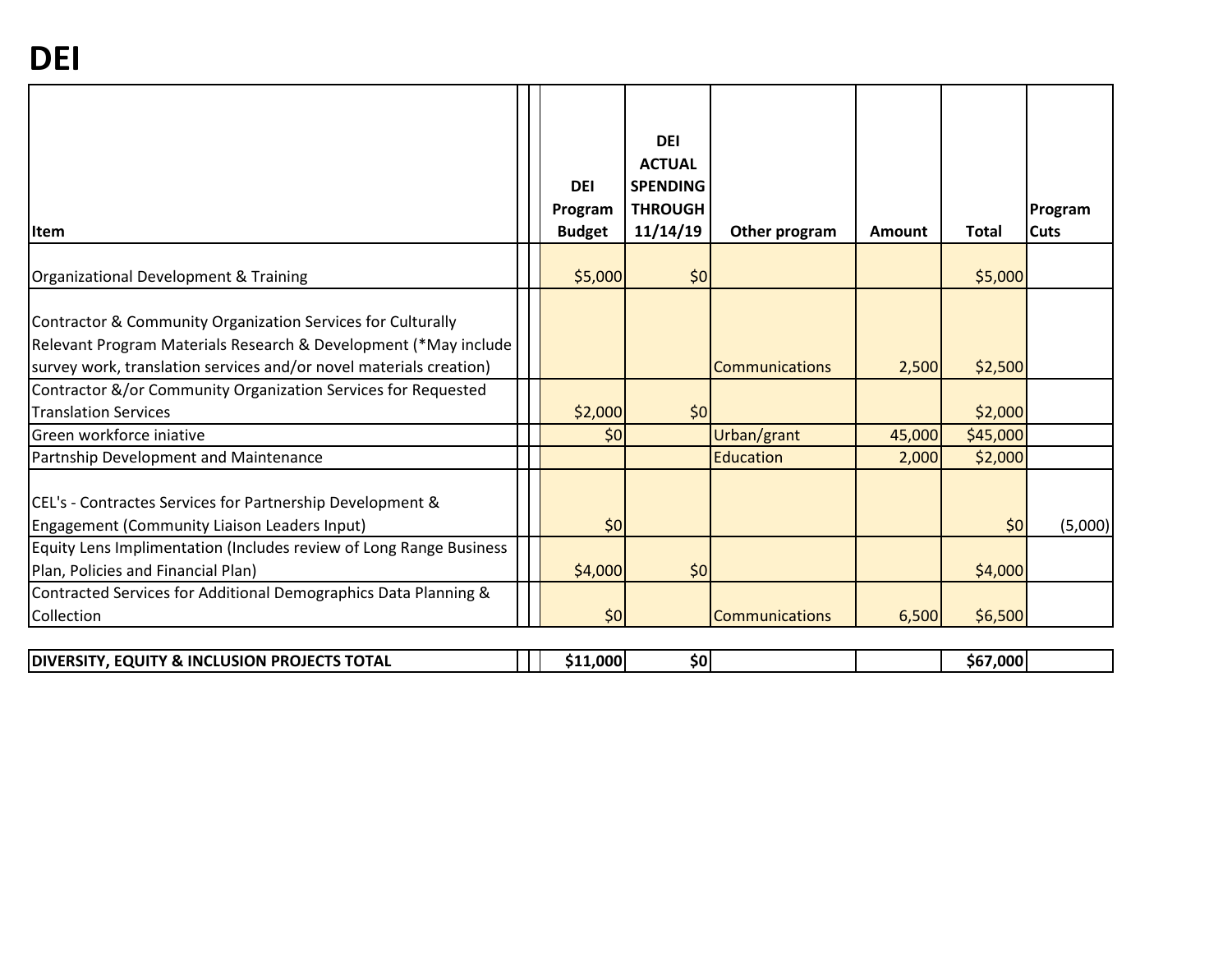# DEI

| Item | DEI Program Budget | DEI ACTUAL SPENDING THROUGH 11/14/19 | Other program | Amount | Total | Program Cuts |
|---|---|---|---|---|---|---|
| Organizational Development & Training | $5,000 | $0 | | | $5,000 | |
| Contractor & Community Organization Services for Culturally Relevant Program Materials Research & Development (*May include survey work, translation services and/or novel materials creation) | | | Communications | 2,500 | $2,500 | |
| Contractor &/or Community Organization Services for Requested Translation Services | $2,000 | $0 | | | $2,000 | |
| Green workforce iniative | $0 | | Urban/grant | 45,000 | $45,000 | |
| Partnship Development and Maintenance | | | Education | 2,000 | $2,000 | |
| CEL's - Contractes Services for Partnership Development & Engagement (Community Liaison Leaders Input) | $0 | | | | $0 | (5,000) |
| Equity Lens Implimentation (Includes review of Long Range Business Plan, Policies and Financial Plan) | $4,000 | $0 | | | $4,000 | |
| Contracted Services for Additional Demographics Data Planning & Collection | $0 | | Communications | 6,500 | $6,500 | |
| **DIVERSITY, EQUITY & INCLUSION PROJECTS TOTAL** | **$11,000** | **$0** | | | **$67,000** | |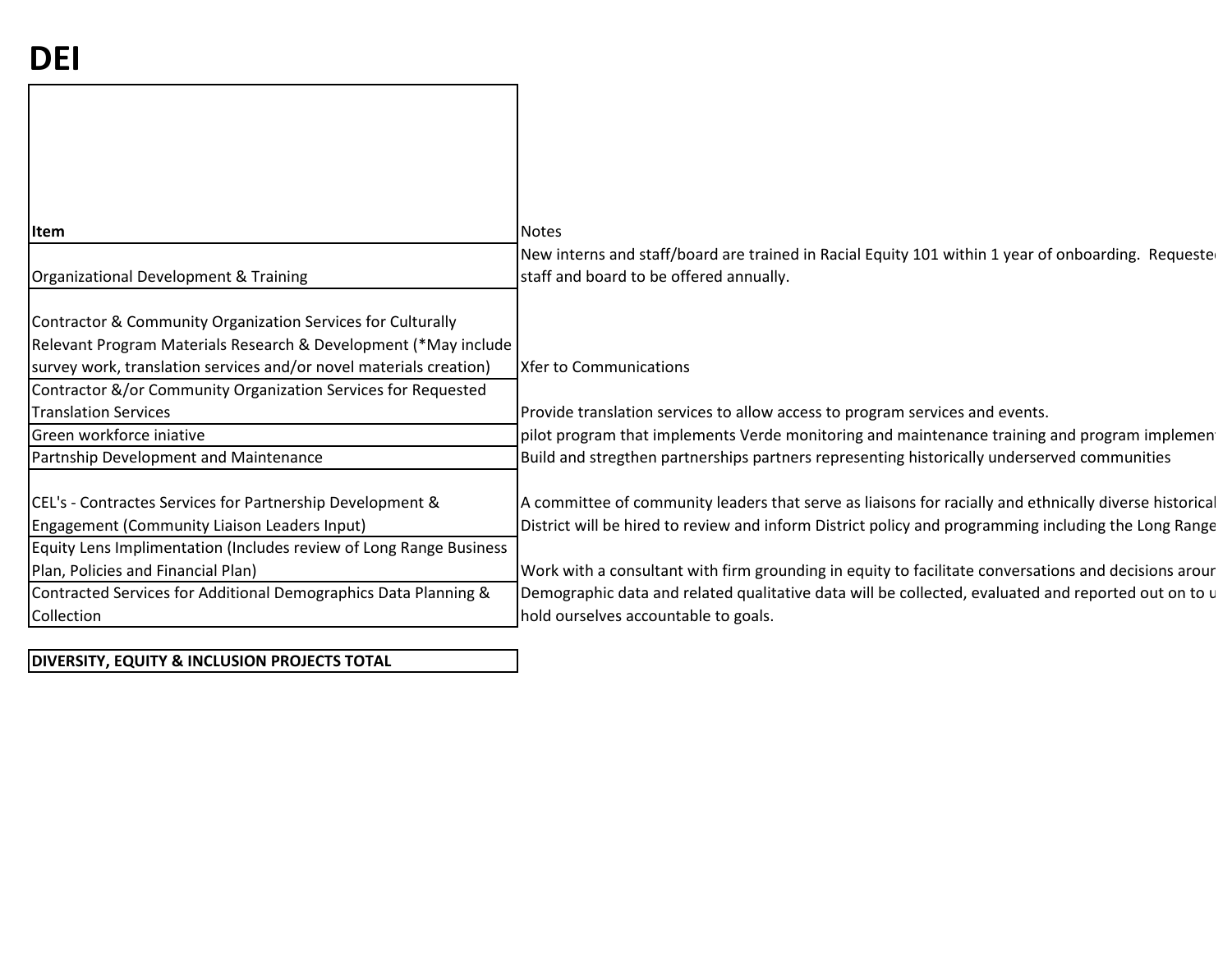# DEI

| Item | Notes |
|---|---|
| Organizational Development & Training | New interns and staff/board are trained in Racial Equity 101 within 1 year of onboarding. Requeste staff and board to be offered annually. |
| Contractor & Community Organization Services for Culturally Relevant Program Materials Research & Development (*May include survey work, translation services and/or novel materials creation) | Xfer to Communications |
| Contractor &/or Community Organization Services for Requested Translation Services | Provide translation services to allow access to program services and events. |
| Green workforce iniative | pilot program that implements Verde monitoring and maintenance training and program implemen |
| Partnship Development and Maintenance | Build and stregthen partnerships partners representing historically underserved communities |
| CEL's - Contractes Services for Partnership Development & Engagement (Community Liaison Leaders Input) | A committee of community leaders that serve as liaisons for racially and ethnically diverse historical District will be hired to review and inform District policy and programming including the Long Range |
| Equity Lens Implimentation (Includes review of Long Range Business Plan, Policies and Financial Plan) | Work with a consultant with firm grounding in equity to facilitate conversations and decisions arour |
| Contracted Services for Additional Demographics Data Planning & Collection | Demographic data and related qualitative data will be collected, evaluated and reported out on to u hold ourselves accountable to goals. |
| **DIVERSITY, EQUITY & INCLUSION PROJECTS TOTAL** | |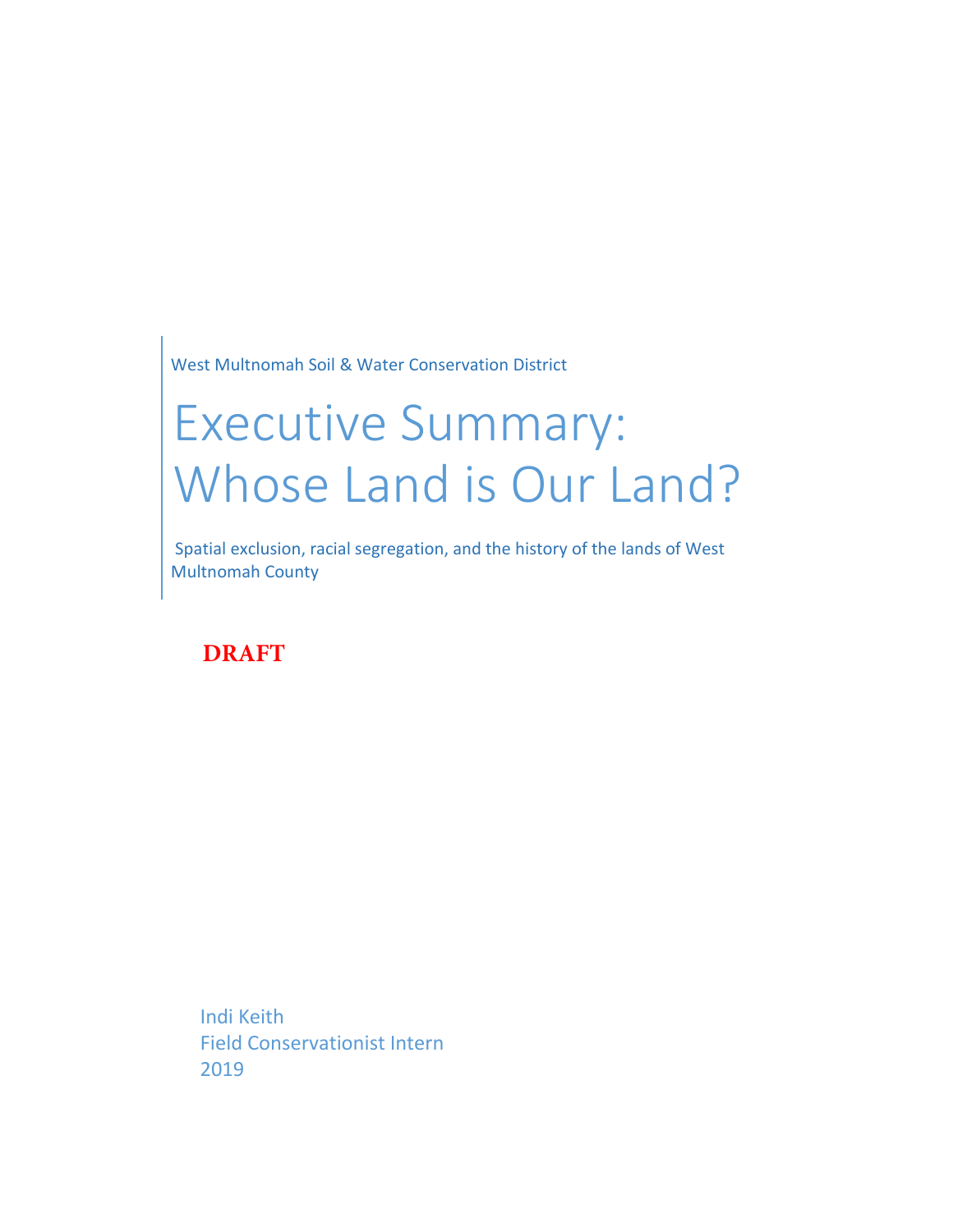West Multnomah Soil & Water Conservation District

# Executive Summary: Whose Land is Our Land?

Spatial exclusion, racial segregation, and the history of the lands of West Multnomah County

**DRAFT**

Indi Keith
Field Conservationist Intern
2019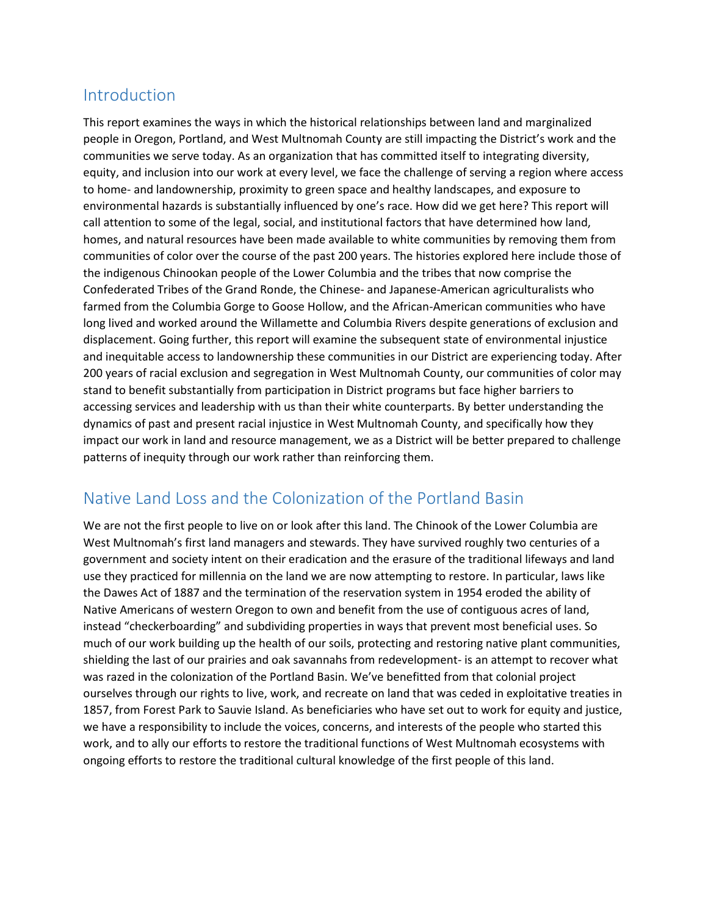## Introduction

This report examines the ways in which the historical relationships between land and marginalized people in Oregon, Portland, and West Multnomah County are still impacting the District's work and the communities we serve today. As an organization that has committed itself to integrating diversity, equity, and inclusion into our work at every level, we face the challenge of serving a region where access to home- and landownership, proximity to green space and healthy landscapes, and exposure to environmental hazards is substantially influenced by one's race. How did we get here? This report will call attention to some of the legal, social, and institutional factors that have determined how land, homes, and natural resources have been made available to white communities by removing them from communities of color over the course of the past 200 years. The histories explored here include those of the indigenous Chinookan people of the Lower Columbia and the tribes that now comprise the Confederated Tribes of the Grand Ronde, the Chinese- and Japanese-American agriculturalists who farmed from the Columbia Gorge to Goose Hollow, and the African-American communities who have long lived and worked around the Willamette and Columbia Rivers despite generations of exclusion and displacement. Going further, this report will examine the subsequent state of environmental injustice and inequitable access to landownership these communities in our District are experiencing today. After 200 years of racial exclusion and segregation in West Multnomah County, our communities of color may stand to benefit substantially from participation in District programs but face higher barriers to accessing services and leadership with us than their white counterparts. By better understanding the dynamics of past and present racial injustice in West Multnomah County, and specifically how they impact our work in land and resource management, we as a District will be better prepared to challenge patterns of inequity through our work rather than reinforcing them.

## Native Land Loss and the Colonization of the Portland Basin

We are not the first people to live on or look after this land. The Chinook of the Lower Columbia are West Multnomah's first land managers and stewards. They have survived roughly two centuries of a government and society intent on their eradication and the erasure of the traditional lifeways and land use they practiced for millennia on the land we are now attempting to restore. In particular, laws like the Dawes Act of 1887 and the termination of the reservation system in 1954 eroded the ability of Native Americans of western Oregon to own and benefit from the use of contiguous acres of land, instead "checkerboarding" and subdividing properties in ways that prevent most beneficial uses. So much of our work building up the health of our soils, protecting and restoring native plant communities, shielding the last of our prairies and oak savannahs from redevelopment- is an attempt to recover what was razed in the colonization of the Portland Basin. We've benefitted from that colonial project ourselves through our rights to live, work, and recreate on land that was ceded in exploitative treaties in 1857, from Forest Park to Sauvie Island. As beneficiaries who have set out to work for equity and justice, we have a responsibility to include the voices, concerns, and interests of the people who started this work, and to ally our efforts to restore the traditional functions of West Multnomah ecosystems with ongoing efforts to restore the traditional cultural knowledge of the first people of this land.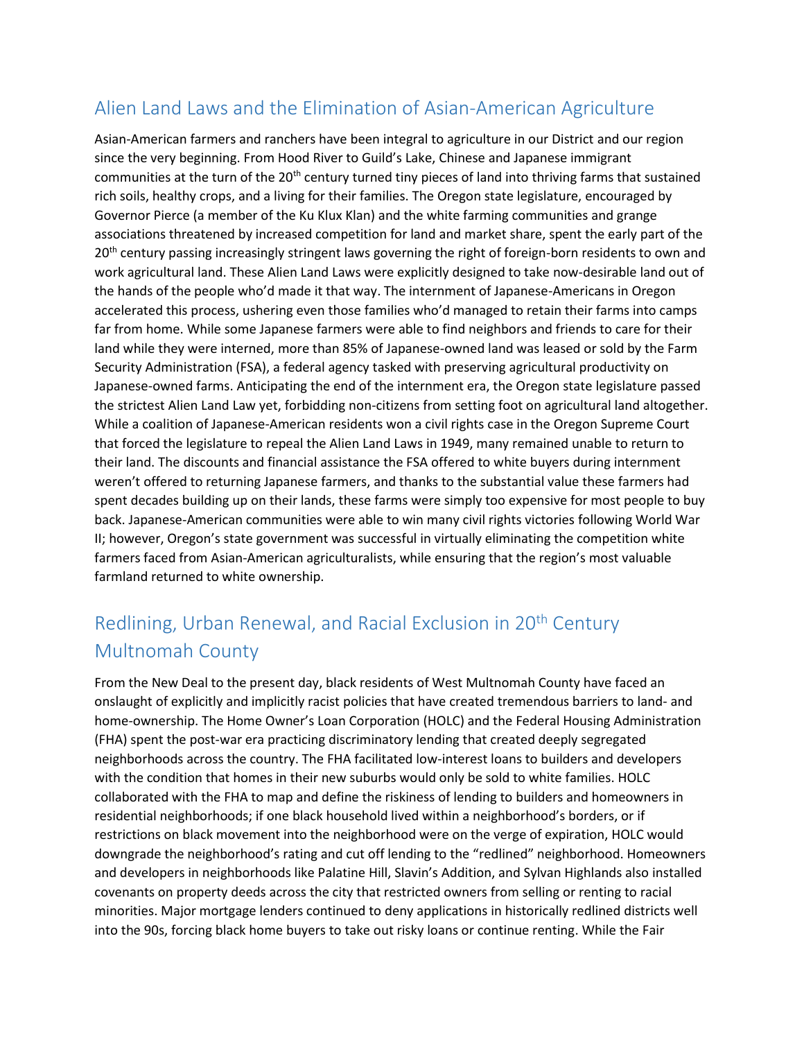## Alien Land Laws and the Elimination of Asian-American Agriculture

Asian-American farmers and ranchers have been integral to agriculture in our District and our region since the very beginning. From Hood River to Guild's Lake, Chinese and Japanese immigrant communities at the turn of the 20th century turned tiny pieces of land into thriving farms that sustained rich soils, healthy crops, and a living for their families. The Oregon state legislature, encouraged by Governor Pierce (a member of the Ku Klux Klan) and the white farming communities and grange associations threatened by increased competition for land and market share, spent the early part of the 20th century passing increasingly stringent laws governing the right of foreign-born residents to own and work agricultural land. These Alien Land Laws were explicitly designed to take now-desirable land out of the hands of the people who'd made it that way. The internment of Japanese-Americans in Oregon accelerated this process, ushering even those families who'd managed to retain their farms into camps far from home. While some Japanese farmers were able to find neighbors and friends to care for their land while they were interned, more than 85% of Japanese-owned land was leased or sold by the Farm Security Administration (FSA), a federal agency tasked with preserving agricultural productivity on Japanese-owned farms. Anticipating the end of the internment era, the Oregon state legislature passed the strictest Alien Land Law yet, forbidding non-citizens from setting foot on agricultural land altogether. While a coalition of Japanese-American residents won a civil rights case in the Oregon Supreme Court that forced the legislature to repeal the Alien Land Laws in 1949, many remained unable to return to their land. The discounts and financial assistance the FSA offered to white buyers during internment weren't offered to returning Japanese farmers, and thanks to the substantial value these farmers had spent decades building up on their lands, these farms were simply too expensive for most people to buy back. Japanese-American communities were able to win many civil rights victories following World War II; however, Oregon's state government was successful in virtually eliminating the competition white farmers faced from Asian-American agriculturalists, while ensuring that the region's most valuable farmland returned to white ownership.

## Redlining, Urban Renewal, and Racial Exclusion in 20th Century Multnomah County

From the New Deal to the present day, black residents of West Multnomah County have faced an onslaught of explicitly and implicitly racist policies that have created tremendous barriers to land- and home-ownership. The Home Owner's Loan Corporation (HOLC) and the Federal Housing Administration (FHA) spent the post-war era practicing discriminatory lending that created deeply segregated neighborhoods across the country. The FHA facilitated low-interest loans to builders and developers with the condition that homes in their new suburbs would only be sold to white families. HOLC collaborated with the FHA to map and define the riskiness of lending to builders and homeowners in residential neighborhoods; if one black household lived within a neighborhood's borders, or if restrictions on black movement into the neighborhood were on the verge of expiration, HOLC would downgrade the neighborhood's rating and cut off lending to the "redlined" neighborhood. Homeowners and developers in neighborhoods like Palatine Hill, Slavin's Addition, and Sylvan Highlands also installed covenants on property deeds across the city that restricted owners from selling or renting to racial minorities. Major mortgage lenders continued to deny applications in historically redlined districts well into the 90s, forcing black home buyers to take out risky loans or continue renting. While the Fair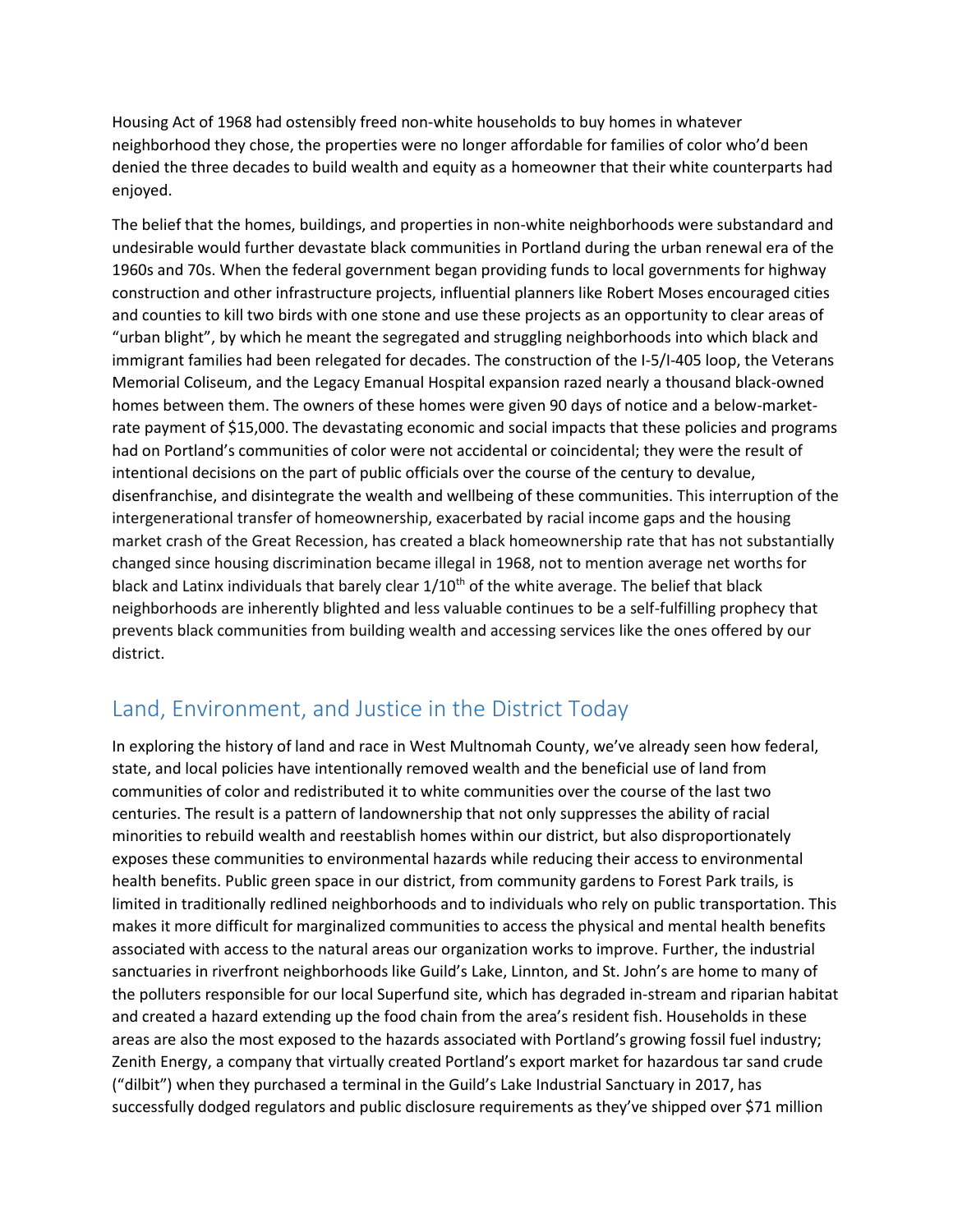Housing Act of 1968 had ostensibly freed non-white households to buy homes in whatever neighborhood they chose, the properties were no longer affordable for families of color who'd been denied the three decades to build wealth and equity as a homeowner that their white counterparts had enjoyed.

The belief that the homes, buildings, and properties in non-white neighborhoods were substandard and undesirable would further devastate black communities in Portland during the urban renewal era of the 1960s and 70s. When the federal government began providing funds to local governments for highway construction and other infrastructure projects, influential planners like Robert Moses encouraged cities and counties to kill two birds with one stone and use these projects as an opportunity to clear areas of "urban blight", by which he meant the segregated and struggling neighborhoods into which black and immigrant families had been relegated for decades. The construction of the I-5/I-405 loop, the Veterans Memorial Coliseum, and the Legacy Emanual Hospital expansion razed nearly a thousand black-owned homes between them. The owners of these homes were given 90 days of notice and a below-market-rate payment of $15,000. The devastating economic and social impacts that these policies and programs had on Portland's communities of color were not accidental or coincidental; they were the result of intentional decisions on the part of public officials over the course of the century to devalue, disenfranchise, and disintegrate the wealth and wellbeing of these communities. This interruption of the intergenerational transfer of homeownership, exacerbated by racial income gaps and the housing market crash of the Great Recession, has created a black homeownership rate that has not substantially changed since housing discrimination became illegal in 1968, not to mention average net worths for black and Latinx individuals that barely clear 1/10th of the white average. The belief that black neighborhoods are inherently blighted and less valuable continues to be a self-fulfilling prophecy that prevents black communities from building wealth and accessing services like the ones offered by our district.

## Land, Environment, and Justice in the District Today

In exploring the history of land and race in West Multnomah County, we've already seen how federal, state, and local policies have intentionally removed wealth and the beneficial use of land from communities of color and redistributed it to white communities over the course of the last two centuries. The result is a pattern of landownership that not only suppresses the ability of racial minorities to rebuild wealth and reestablish homes within our district, but also disproportionately exposes these communities to environmental hazards while reducing their access to environmental health benefits. Public green space in our district, from community gardens to Forest Park trails, is limited in traditionally redlined neighborhoods and to individuals who rely on public transportation. This makes it more difficult for marginalized communities to access the physical and mental health benefits associated with access to the natural areas our organization works to improve. Further, the industrial sanctuaries in riverfront neighborhoods like Guild's Lake, Linnton, and St. John's are home to many of the polluters responsible for our local Superfund site, which has degraded in-stream and riparian habitat and created a hazard extending up the food chain from the area's resident fish. Households in these areas are also the most exposed to the hazards associated with Portland's growing fossil fuel industry; Zenith Energy, a company that virtually created Portland's export market for hazardous tar sand crude ("dilbit") when they purchased a terminal in the Guild's Lake Industrial Sanctuary in 2017, has successfully dodged regulators and public disclosure requirements as they've shipped over $71 million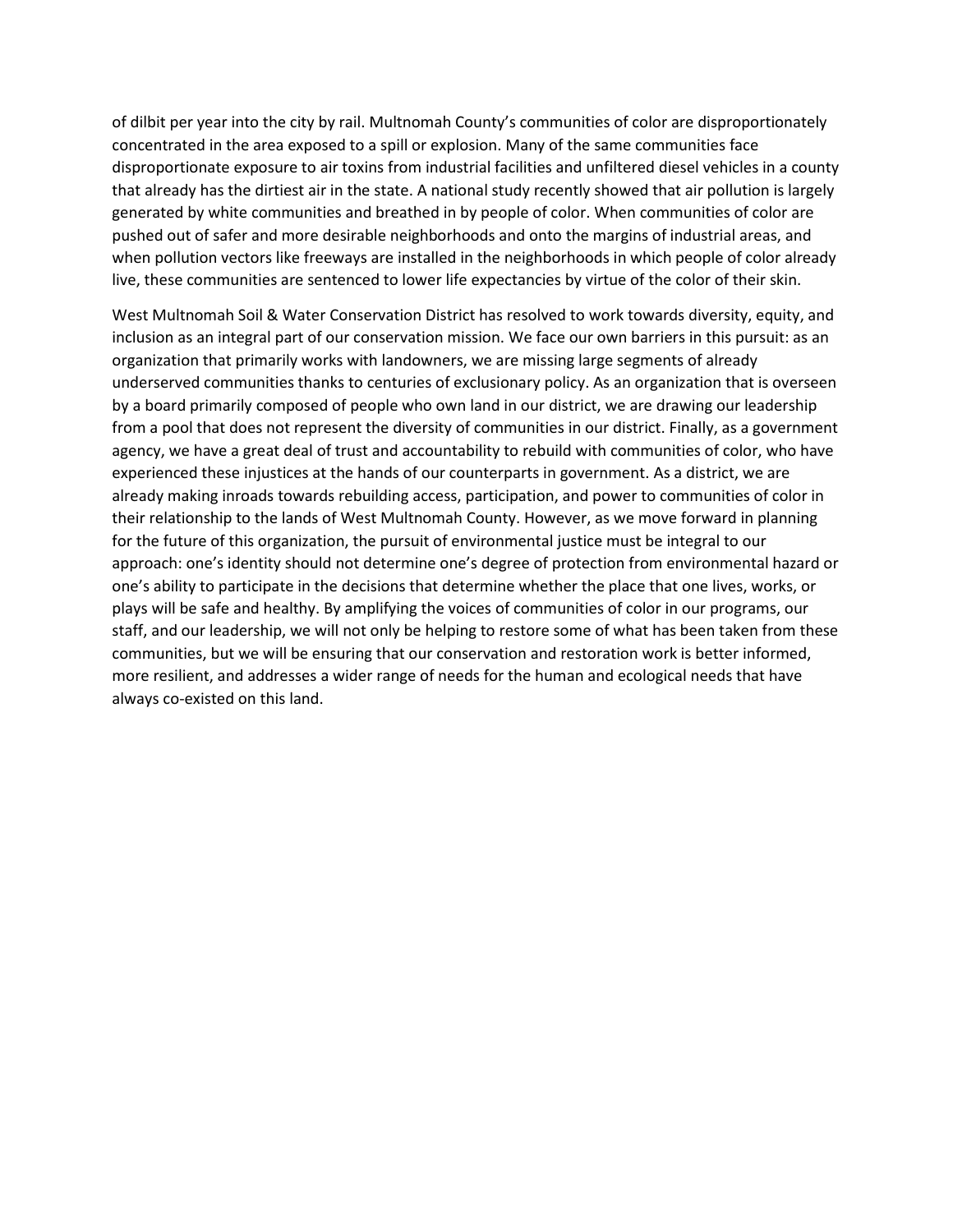of dilbit per year into the city by rail. Multnomah County's communities of color are disproportionately concentrated in the area exposed to a spill or explosion. Many of the same communities face disproportionate exposure to air toxins from industrial facilities and unfiltered diesel vehicles in a county that already has the dirtiest air in the state. A national study recently showed that air pollution is largely generated by white communities and breathed in by people of color. When communities of color are pushed out of safer and more desirable neighborhoods and onto the margins of industrial areas, and when pollution vectors like freeways are installed in the neighborhoods in which people of color already live, these communities are sentenced to lower life expectancies by virtue of the color of their skin.

West Multnomah Soil & Water Conservation District has resolved to work towards diversity, equity, and inclusion as an integral part of our conservation mission. We face our own barriers in this pursuit: as an organization that primarily works with landowners, we are missing large segments of already underserved communities thanks to centuries of exclusionary policy. As an organization that is overseen by a board primarily composed of people who own land in our district, we are drawing our leadership from a pool that does not represent the diversity of communities in our district. Finally, as a government agency, we have a great deal of trust and accountability to rebuild with communities of color, who have experienced these injustices at the hands of our counterparts in government. As a district, we are already making inroads towards rebuilding access, participation, and power to communities of color in their relationship to the lands of West Multnomah County. However, as we move forward in planning for the future of this organization, the pursuit of environmental justice must be integral to our approach: one's identity should not determine one's degree of protection from environmental hazard or one's ability to participate in the decisions that determine whether the place that one lives, works, or plays will be safe and healthy. By amplifying the voices of communities of color in our programs, our staff, and our leadership, we will not only be helping to restore some of what has been taken from these communities, but we will be ensuring that our conservation and restoration work is better informed, more resilient, and addresses a wider range of needs for the human and ecological needs that have always co-existed on this land.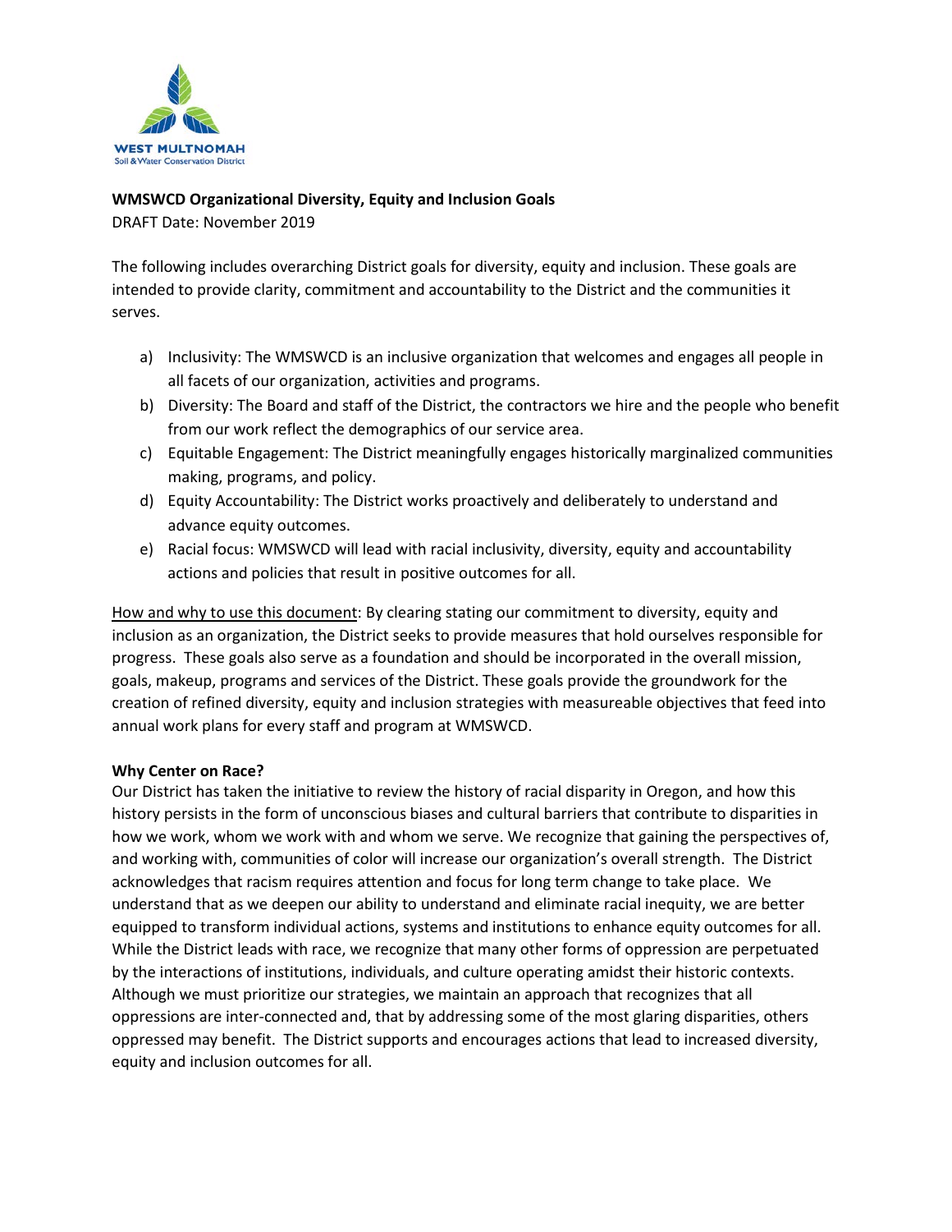**WMSWCD Organizational Diversity, Equity and Inclusion Goals**

DRAFT Date: November 2019

The following includes overarching District goals for diversity, equity and inclusion. These goals are intended to provide clarity, commitment and accountability to the District and the communities it serves.

a) Inclusivity: The WMSWCD is an inclusive organization that welcomes and engages all people in all facets of our organization, activities and programs.
b) Diversity: The Board and staff of the District, the contractors we hire and the people who benefit from our work reflect the demographics of our service area.
c) Equitable Engagement: The District meaningfully engages historically marginalized communities making, programs, and policy.
d) Equity Accountability: The District works proactively and deliberately to understand and advance equity outcomes.
e) Racial focus: WMSWCD will lead with racial inclusivity, diversity, equity and accountability actions and policies that result in positive outcomes for all.

How and why to use this document: By clearing stating our commitment to diversity, equity and inclusion as an organization, the District seeks to provide measures that hold ourselves responsible for progress. These goals also serve as a foundation and should be incorporated in the overall mission, goals, makeup, programs and services of the District. These goals provide the groundwork for the creation of refined diversity, equity and inclusion strategies with measureable objectives that feed into annual work plans for every staff and program at WMSWCD.

**Why Center on Race?**

Our District has taken the initiative to review the history of racial disparity in Oregon, and how this history persists in the form of unconscious biases and cultural barriers that contribute to disparities in how we work, whom we work with and whom we serve. We recognize that gaining the perspectives of, and working with, communities of color will increase our organization's overall strength. The District acknowledges that racism requires attention and focus for long term change to take place. We understand that as we deepen our ability to understand and eliminate racial inequity, we are better equipped to transform individual actions, systems and institutions to enhance equity outcomes for all. While the District leads with race, we recognize that many other forms of oppression are perpetuated by the interactions of institutions, individuals, and culture operating amidst their historic contexts. Although we must prioritize our strategies, we maintain an approach that recognizes that all oppressions are inter-connected and, that by addressing some of the most glaring disparities, others oppressed may benefit. The District supports and encourages actions that lead to increased diversity, equity and inclusion outcomes for all.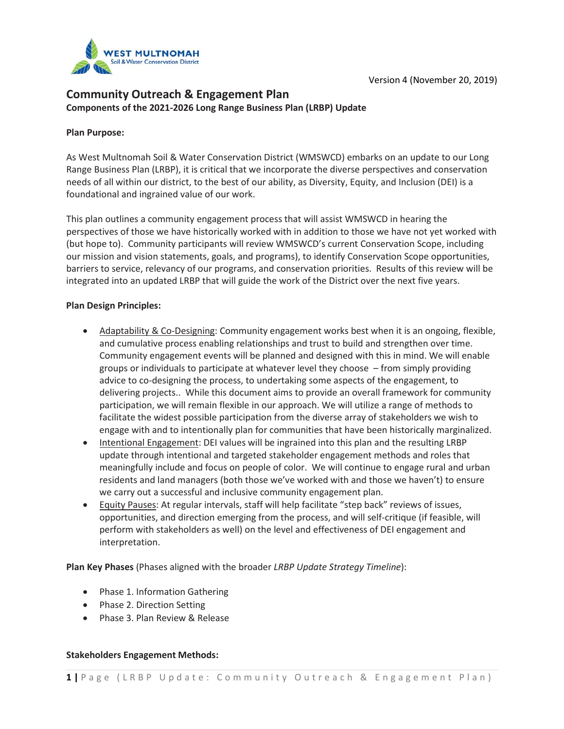Version 4 (November 20, 2019)

# Community Outreach & Engagement Plan

**Components of the 2021-2026 Long Range Business Plan (LRBP) Update**

**Plan Purpose:**

As West Multnomah Soil & Water Conservation District (WMSWCD) embarks on an update to our Long Range Business Plan (LRBP), it is critical that we incorporate the diverse perspectives and conservation needs of all within our district, to the best of our ability, as Diversity, Equity, and Inclusion (DEI) is a foundational and ingrained value of our work.

This plan outlines a community engagement process that will assist WMSWCD in hearing the perspectives of those we have historically worked with in addition to those we have not yet worked with (but hope to). Community participants will review WMSWCD's current Conservation Scope, including our mission and vision statements, goals, and programs), to identify Conservation Scope opportunities, barriers to service, relevancy of our programs, and conservation priorities. Results of this review will be integrated into an updated LRBP that will guide the work of the District over the next five years.

**Plan Design Principles:**

- Adaptability & Co-Designing: Community engagement works best when it is an ongoing, flexible, and cumulative process enabling relationships and trust to build and strengthen over time. Community engagement events will be planned and designed with this in mind. We will enable groups or individuals to participate at whatever level they choose – from simply providing advice to co-designing the process, to undertaking some aspects of the engagement, to delivering projects.. While this document aims to provide an overall framework for community participation, we will remain flexible in our approach. We will utilize a range of methods to facilitate the widest possible participation from the diverse array of stakeholders we wish to engage with and to intentionally plan for communities that have been historically marginalized.
- Intentional Engagement: DEI values will be ingrained into this plan and the resulting LRBP update through intentional and targeted stakeholder engagement methods and roles that meaningfully include and focus on people of color. We will continue to engage rural and urban residents and land managers (both those we've worked with and those we haven't) to ensure we carry out a successful and inclusive community engagement plan.
- Equity Pauses: At regular intervals, staff will help facilitate "step back" reviews of issues, opportunities, and direction emerging from the process, and will self-critique (if feasible, will perform with stakeholders as well) on the level and effectiveness of DEI engagement and interpretation.

**Plan Key Phases** (Phases aligned with the broader *LRBP Update Strategy Timeline*):

- Phase 1. Information Gathering
- Phase 2. Direction Setting
- Phase 3. Plan Review & Release

**Stakeholders Engagement Methods:**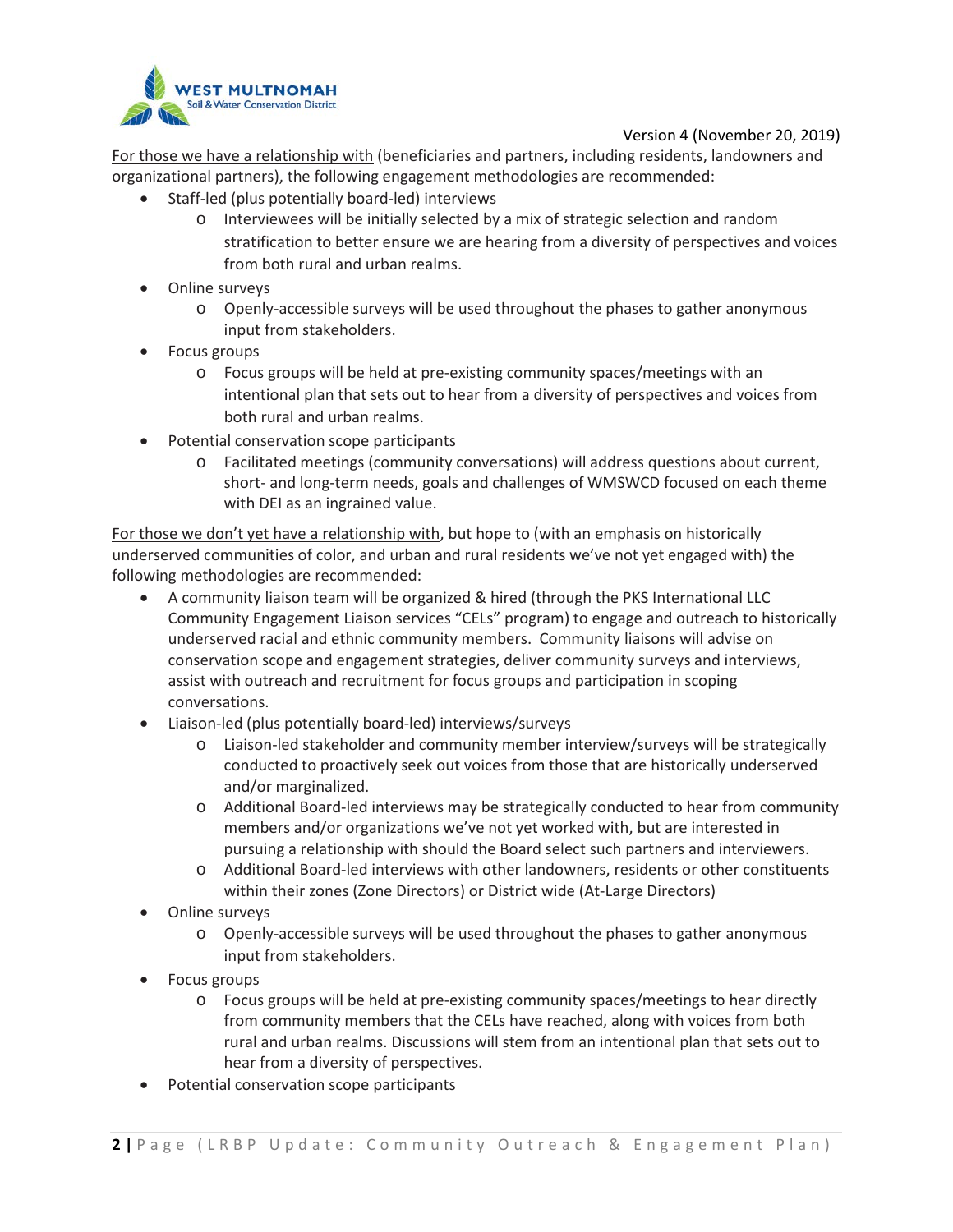Version 4 (November 20, 2019)

For those we have a relationship with (beneficiaries and partners, including residents, landowners and organizational partners), the following engagement methodologies are recommended:

- Staff-led (plus potentially board-led) interviews
  - Interviewees will be initially selected by a mix of strategic selection and random stratification to better ensure we are hearing from a diversity of perspectives and voices from both rural and urban realms.
- Online surveys
  - Openly-accessible surveys will be used throughout the phases to gather anonymous input from stakeholders.
- Focus groups
  - Focus groups will be held at pre-existing community spaces/meetings with an intentional plan that sets out to hear from a diversity of perspectives and voices from both rural and urban realms.
- Potential conservation scope participants
  - Facilitated meetings (community conversations) will address questions about current, short- and long-term needs, goals and challenges of WMSWCD focused on each theme with DEI as an ingrained value.

For those we don't yet have a relationship with, but hope to (with an emphasis on historically underserved communities of color, and urban and rural residents we've not yet engaged with) the following methodologies are recommended:

- A community liaison team will be organized & hired (through the PKS International LLC Community Engagement Liaison services "CELs" program) to engage and outreach to historically underserved racial and ethnic community members. Community liaisons will advise on conservation scope and engagement strategies, deliver community surveys and interviews, assist with outreach and recruitment for focus groups and participation in scoping conversations.
- Liaison-led (plus potentially board-led) interviews/surveys
  - Liaison-led stakeholder and community member interview/surveys will be strategically conducted to proactively seek out voices from those that are historically underserved and/or marginalized.
  - Additional Board-led interviews may be strategically conducted to hear from community members and/or organizations we've not yet worked with, but are interested in pursuing a relationship with should the Board select such partners and interviewers.
  - Additional Board-led interviews with other landowners, residents or other constituents within their zones (Zone Directors) or District wide (At-Large Directors)
- Online surveys
  - Openly-accessible surveys will be used throughout the phases to gather anonymous input from stakeholders.
- Focus groups
  - Focus groups will be held at pre-existing community spaces/meetings to hear directly from community members that the CELs have reached, along with voices from both rural and urban realms. Discussions will stem from an intentional plan that sets out to hear from a diversity of perspectives.
- Potential conservation scope participants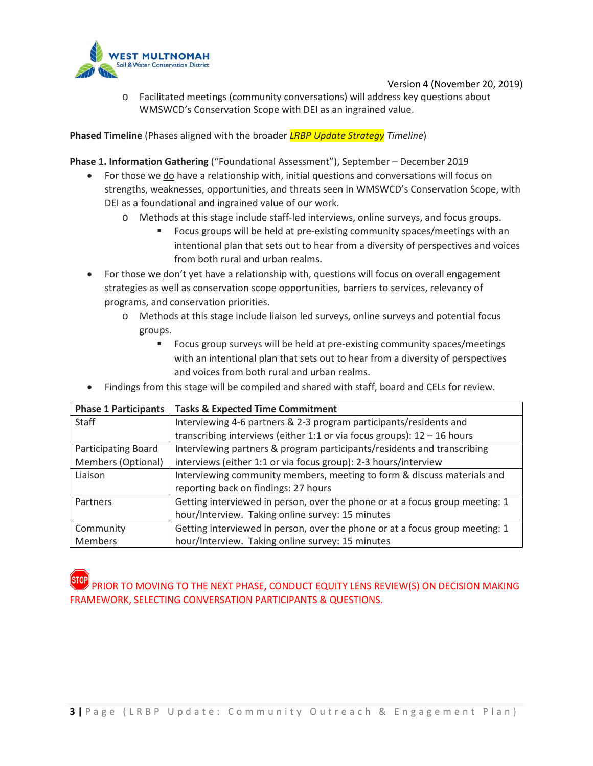Version 4 (November 20, 2019)

- Facilitated meetings (community conversations) will address key questions about WMSWCD's Conservation Scope with DEI as an ingrained value.

**Phased Timeline** (Phases aligned with the broader *LRBP Update Strategy* Timeline)

**Phase 1. Information Gathering** ("Foundational Assessment"), September – December 2019

- For those we do have a relationship with, initial questions and conversations will focus on strengths, weaknesses, opportunities, and threats seen in WMSWCD's Conservation Scope, with DEI as a foundational and ingrained value of our work.
  - Methods at this stage include staff-led interviews, online surveys, and focus groups.
    - Focus groups will be held at pre-existing community spaces/meetings with an intentional plan that sets out to hear from a diversity of perspectives and voices from both rural and urban realms.
- For those we don't yet have a relationship with, questions will focus on overall engagement strategies as well as conservation scope opportunities, barriers to services, relevancy of programs, and conservation priorities.
  - Methods at this stage include liaison led surveys, online surveys and potential focus groups.
    - Focus group surveys will be held at pre-existing community spaces/meetings with an intentional plan that sets out to hear from a diversity of perspectives and voices from both rural and urban realms.
- Findings from this stage will be compiled and shared with staff, board and CELs for review.

| Phase 1 Participants | Tasks & Expected Time Commitment |
|---|---|
| Staff | Interviewing 4-6 partners & 2-3 program participants/residents and transcribing interviews (either 1:1 or via focus groups): 12 – 16 hours |
| Participating Board Members (Optional) | Interviewing partners & program participants/residents and transcribing interviews (either 1:1 or via focus group): 2-3 hours/interview |
| Liaison | Interviewing community members, meeting to form & discuss materials and reporting back on findings: 27 hours |
| Partners | Getting interviewed in person, over the phone or at a focus group meeting: 1 hour/Interview. Taking online survey: 15 minutes |
| Community Members | Getting interviewed in person, over the phone or at a focus group meeting: 1 hour/Interview. Taking online survey: 15 minutes |

STOP PRIOR TO MOVING TO THE NEXT PHASE, CONDUCT EQUITY LENS REVIEW(S) ON DECISION MAKING FRAMEWORK, SELECTING CONVERSATION PARTICIPANTS & QUESTIONS.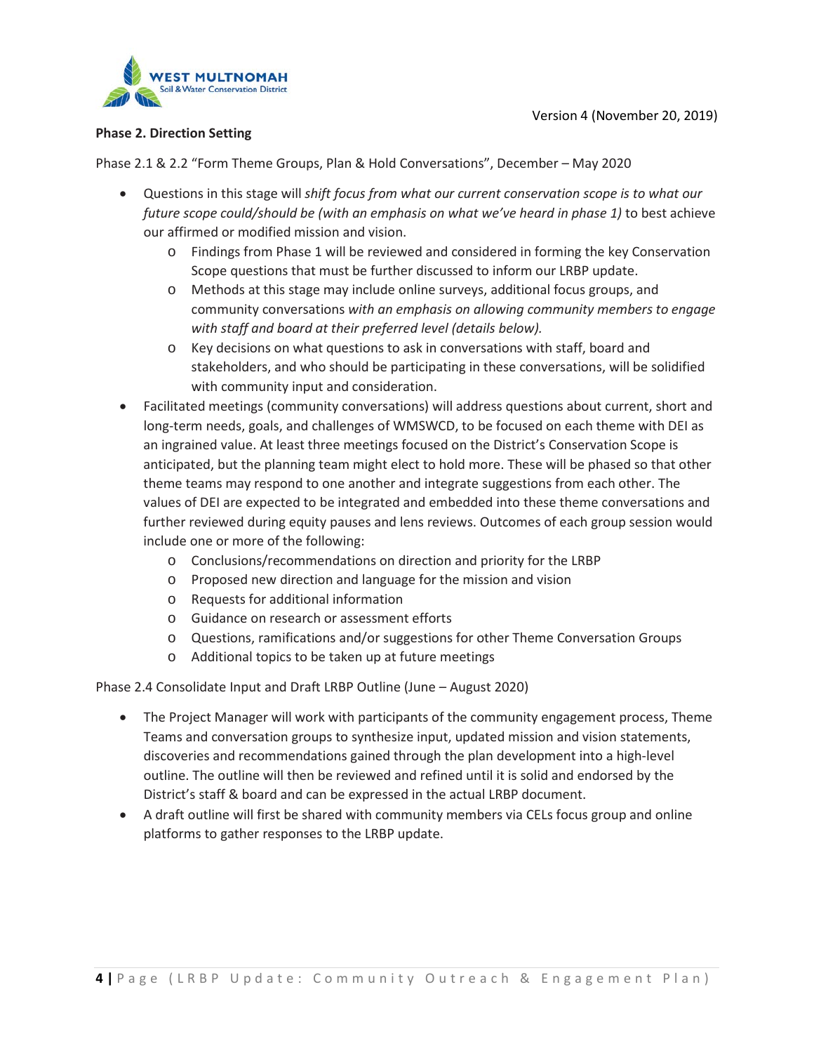Version 4 (November 20, 2019)

**Phase 2. Direction Setting**

Phase 2.1 & 2.2 "Form Theme Groups, Plan & Hold Conversations", December – May 2020

- Questions in this stage will *shift focus from what our current conservation scope is to what our future scope could/should be (with an emphasis on what we've heard in phase 1)* to best achieve our affirmed or modified mission and vision.
  - Findings from Phase 1 will be reviewed and considered in forming the key Conservation Scope questions that must be further discussed to inform our LRBP update.
  - Methods at this stage may include online surveys, additional focus groups, and community conversations *with an emphasis on allowing community members to engage with staff and board at their preferred level (details below).*
  - Key decisions on what questions to ask in conversations with staff, board and stakeholders, and who should be participating in these conversations, will be solidified with community input and consideration.
- Facilitated meetings (community conversations) will address questions about current, short and long-term needs, goals, and challenges of WMSWCD, to be focused on each theme with DEI as an ingrained value. At least three meetings focused on the District's Conservation Scope is anticipated, but the planning team might elect to hold more. These will be phased so that other theme teams may respond to one another and integrate suggestions from each other. The values of DEI are expected to be integrated and embedded into these theme conversations and further reviewed during equity pauses and lens reviews. Outcomes of each group session would include one or more of the following:
  - Conclusions/recommendations on direction and priority for the LRBP
  - Proposed new direction and language for the mission and vision
  - Requests for additional information
  - Guidance on research or assessment efforts
  - Questions, ramifications and/or suggestions for other Theme Conversation Groups
  - Additional topics to be taken up at future meetings

Phase 2.4 Consolidate Input and Draft LRBP Outline (June – August 2020)

- The Project Manager will work with participants of the community engagement process, Theme Teams and conversation groups to synthesize input, updated mission and vision statements, discoveries and recommendations gained through the plan development into a high-level outline. The outline will then be reviewed and refined until it is solid and endorsed by the District's staff & board and can be expressed in the actual LRBP document.
- A draft outline will first be shared with community members via CELs focus group and online platforms to gather responses to the LRBP update.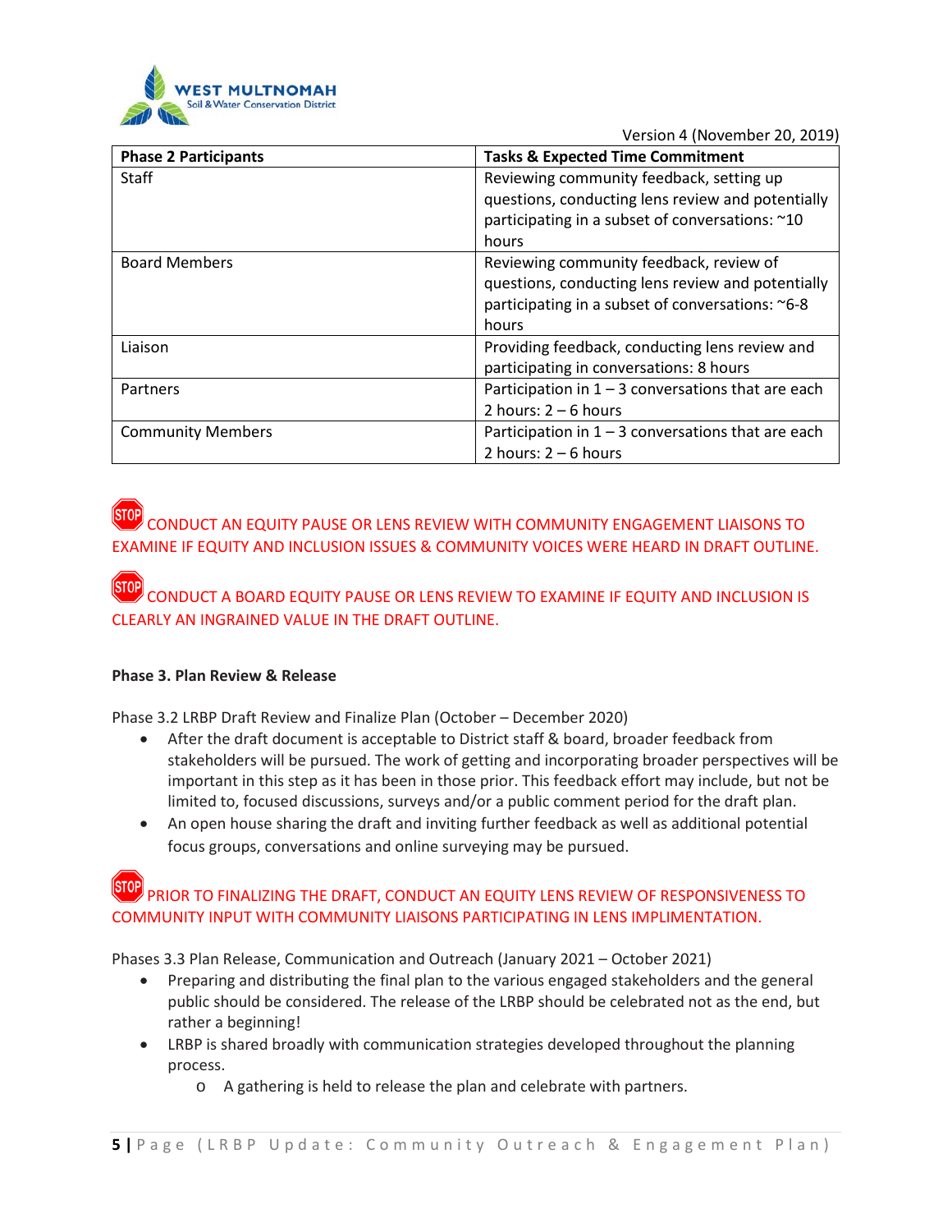Version 4 (November 20, 2019)

| Phase 2 Participants | Tasks & Expected Time Commitment |
|---|---|
| Staff | Reviewing community feedback, setting up questions, conducting lens review and potentially participating in a subset of conversations: ~10 hours |
| Board Members | Reviewing community feedback, review of questions, conducting lens review and potentially participating in a subset of conversations: ~6-8 hours |
| Liaison | Providing feedback, conducting lens review and participating in conversations: 8 hours |
| Partners | Participation in 1 – 3 conversations that are each 2 hours: 2 – 6 hours |
| Community Members | Participation in 1 – 3 conversations that are each 2 hours: 2 – 6 hours |

STOP CONDUCT AN EQUITY PAUSE OR LENS REVIEW WITH COMMUNITY ENGAGEMENT LIAISONS TO EXAMINE IF EQUITY AND INCLUSION ISSUES & COMMUNITY VOICES WERE HEARD IN DRAFT OUTLINE.

STOP CONDUCT A BOARD EQUITY PAUSE OR LENS REVIEW TO EXAMINE IF EQUITY AND INCLUSION IS CLEARLY AN INGRAINED VALUE IN THE DRAFT OUTLINE.

**Phase 3. Plan Review & Release**

Phase 3.2 LRBP Draft Review and Finalize Plan (October – December 2020)

- After the draft document is acceptable to District staff & board, broader feedback from stakeholders will be pursued. The work of getting and incorporating broader perspectives will be important in this step as it has been in those prior. This feedback effort may include, but not be limited to, focused discussions, surveys and/or a public comment period for the draft plan.
- An open house sharing the draft and inviting further feedback as well as additional potential focus groups, conversations and online surveying may be pursued.

STOP PRIOR TO FINALIZING THE DRAFT, CONDUCT AN EQUITY LENS REVIEW OF RESPONSIVENESS TO COMMUNITY INPUT WITH COMMUNITY LIAISONS PARTICIPATING IN LENS IMPLIMENTATION.

Phases 3.3 Plan Release, Communication and Outreach (January 2021 – October 2021)

- Preparing and distributing the final plan to the various engaged stakeholders and the general public should be considered. The release of the LRBP should be celebrated not as the end, but rather a beginning!
- LRBP is shared broadly with communication strategies developed throughout the planning process.
    - A gathering is held to release the plan and celebrate with partners.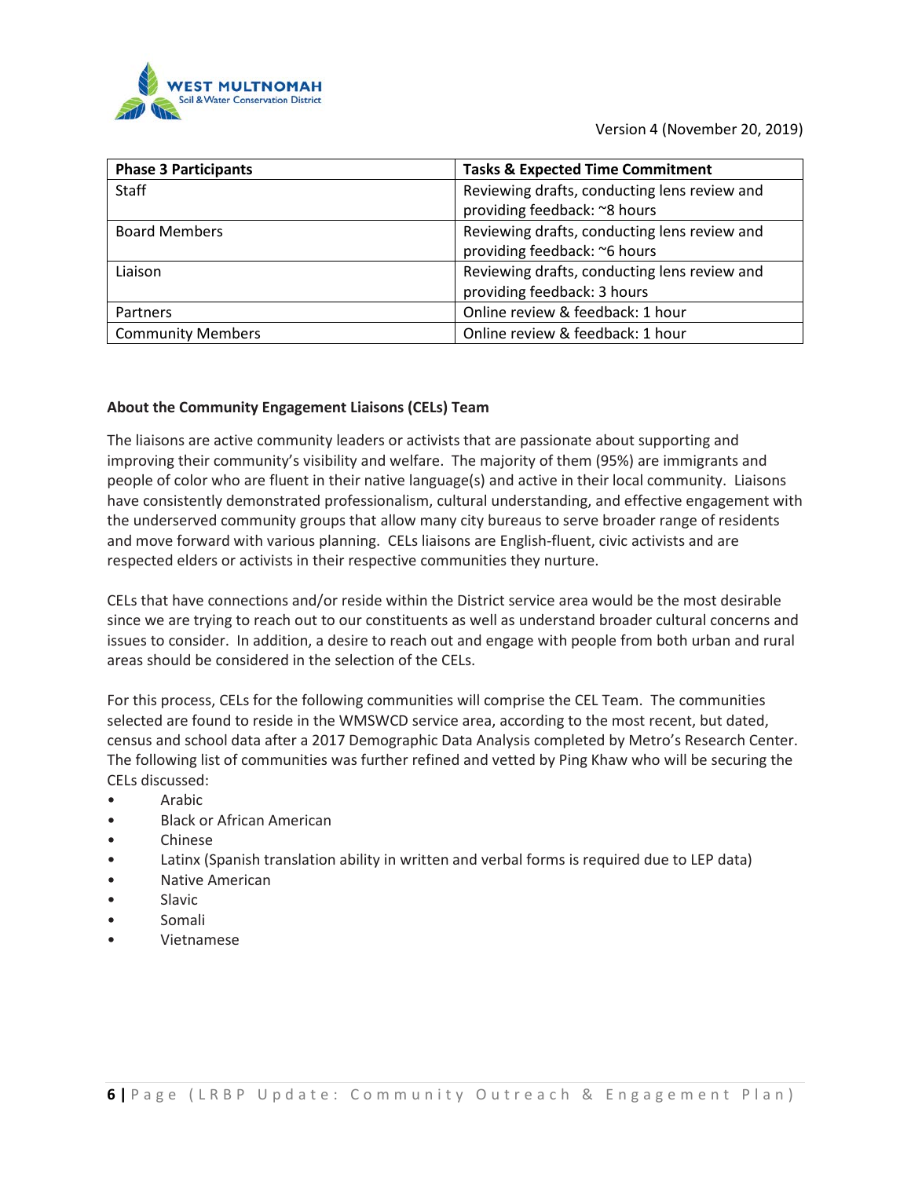Version 4 (November 20, 2019)

| Phase 3 Participants | Tasks & Expected Time Commitment |
| --- | --- |
| Staff | Reviewing drafts, conducting lens review and providing feedback: ~8 hours |
| Board Members | Reviewing drafts, conducting lens review and providing feedback: ~6 hours |
| Liaison | Reviewing drafts, conducting lens review and providing feedback: 3 hours |
| Partners | Online review & feedback: 1 hour |
| Community Members | Online review & feedback: 1 hour |

**About the Community Engagement Liaisons (CELs) Team**

The liaisons are active community leaders or activists that are passionate about supporting and improving their community's visibility and welfare. The majority of them (95%) are immigrants and people of color who are fluent in their native language(s) and active in their local community. Liaisons have consistently demonstrated professionalism, cultural understanding, and effective engagement with the underserved community groups that allow many city bureaus to serve broader range of residents and move forward with various planning. CELs liaisons are English-fluent, civic activists and are respected elders or activists in their respective communities they nurture.

CELs that have connections and/or reside within the District service area would be the most desirable since we are trying to reach out to our constituents as well as understand broader cultural concerns and issues to consider. In addition, a desire to reach out and engage with people from both urban and rural areas should be considered in the selection of the CELs.

For this process, CELs for the following communities will comprise the CEL Team. The communities selected are found to reside in the WMSWCD service area, according to the most recent, but dated, census and school data after a 2017 Demographic Data Analysis completed by Metro's Research Center. The following list of communities was further refined and vetted by Ping Khaw who will be securing the CELs discussed:

- Arabic
- Black or African American
- Chinese
- Latinx (Spanish translation ability in written and verbal forms is required due to LEP data)
- Native American
- Slavic
- Somali
- Vietnamese